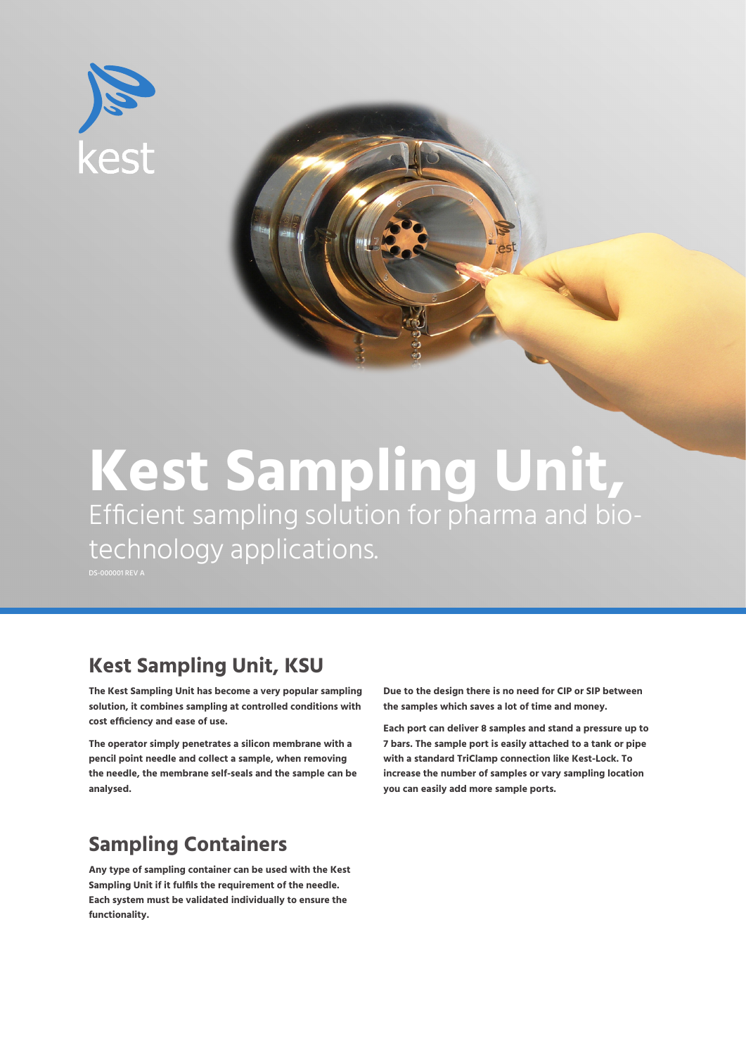kest

# Kest Sampling Unit,

Efficient sampling solution for pharma and bio-technology applications.

DS-000001 REV A

## Kest Sampling Unit, KSU

**The Kest Sampling Unit has become a very popular sampling solution, it combines sampling at controlled conditions with cost efficiency and ease of use.**

**The operator simply penetrates a silicon membrane with a pencil point needle and collect a sample, when removing the needle, the membrane self-seals and the sample can be analysed.**

**Due to the design there is no need for CIP or SIP between the samples which saves a lot of time and money.**

**Each port can deliver 8 samples and stand a pressure up to 7 bars. The sample port is easily attached to a tank or pipe with a standard TriClamp connection like Kest-Lock. To increase the number of samples or vary sampling location you can easily add more sample ports.**

## Sampling Containers

**Any type of sampling container can be used with the Kest Sampling Unit if it fulfils the requirement of the needle. Each system must be validated individually to ensure the functionality.**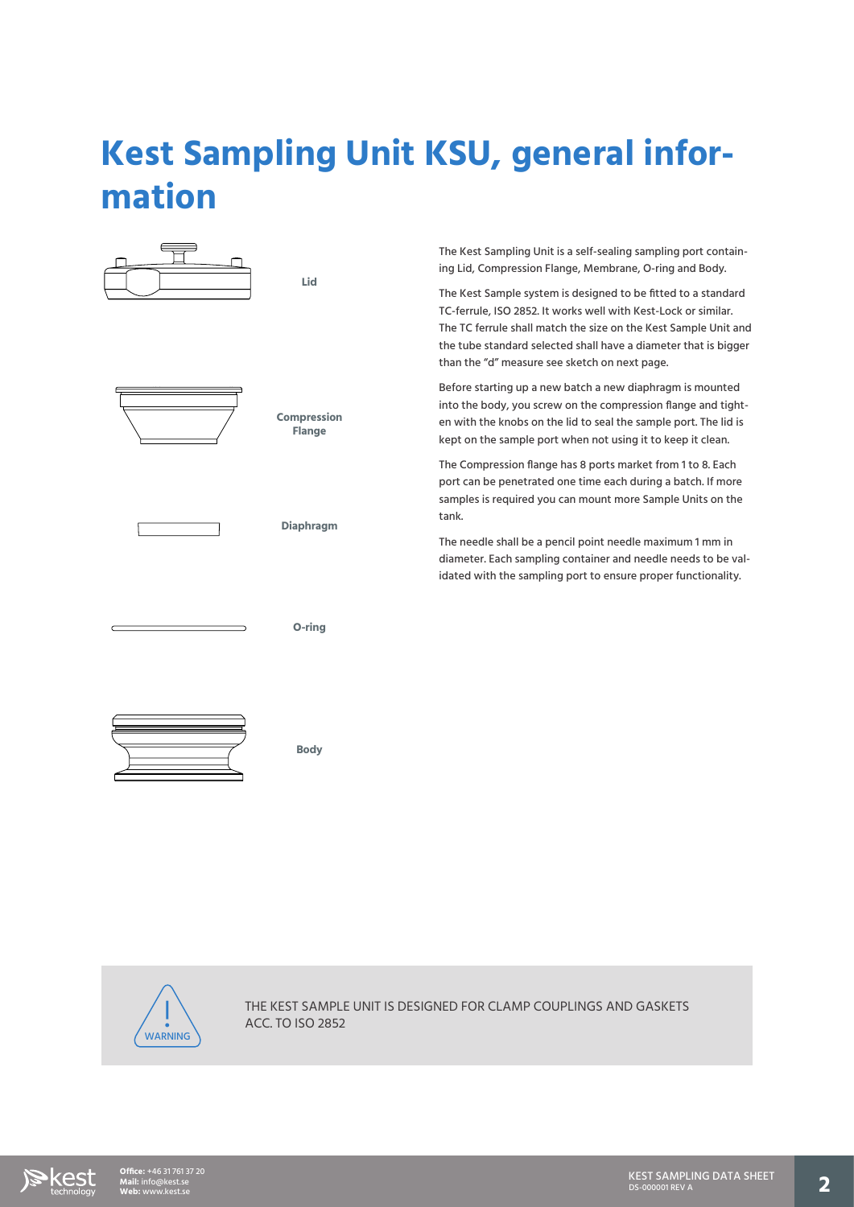# Kest Sampling Unit KSU, general information

Lid

Compression Flange

Diaphragm

O-ring

Body

The Kest Sampling Unit is a self-sealing sampling port containing Lid, Compression Flange, Membrane, O-ring and Body.

The Kest Sample system is designed to be fitted to a standard TC-ferrule, ISO 2852. It works well with Kest-Lock or similar. The TC ferrule shall match the size on the Kest Sample Unit and the tube standard selected shall have a diameter that is bigger than the "d" measure see sketch on next page.

Before starting up a new batch a new diaphragm is mounted into the body, you screw on the compression flange and tighten with the knobs on the lid to seal the sample port. The lid is kept on the sample port when not using it to keep it clean.

The Compression flange has 8 ports market from 1 to 8. Each port can be penetrated one time each during a batch. If more samples is required you can mount more Sample Units on the tank.

The needle shall be a pencil point needle maximum 1 mm in diameter. Each sampling container and needle needs to be validated with the sampling port to ensure proper functionality.

WARNING

THE KEST SAMPLE UNIT IS DESIGNED FOR CLAMP COUPLINGS AND GASKETS ACC. TO ISO 2852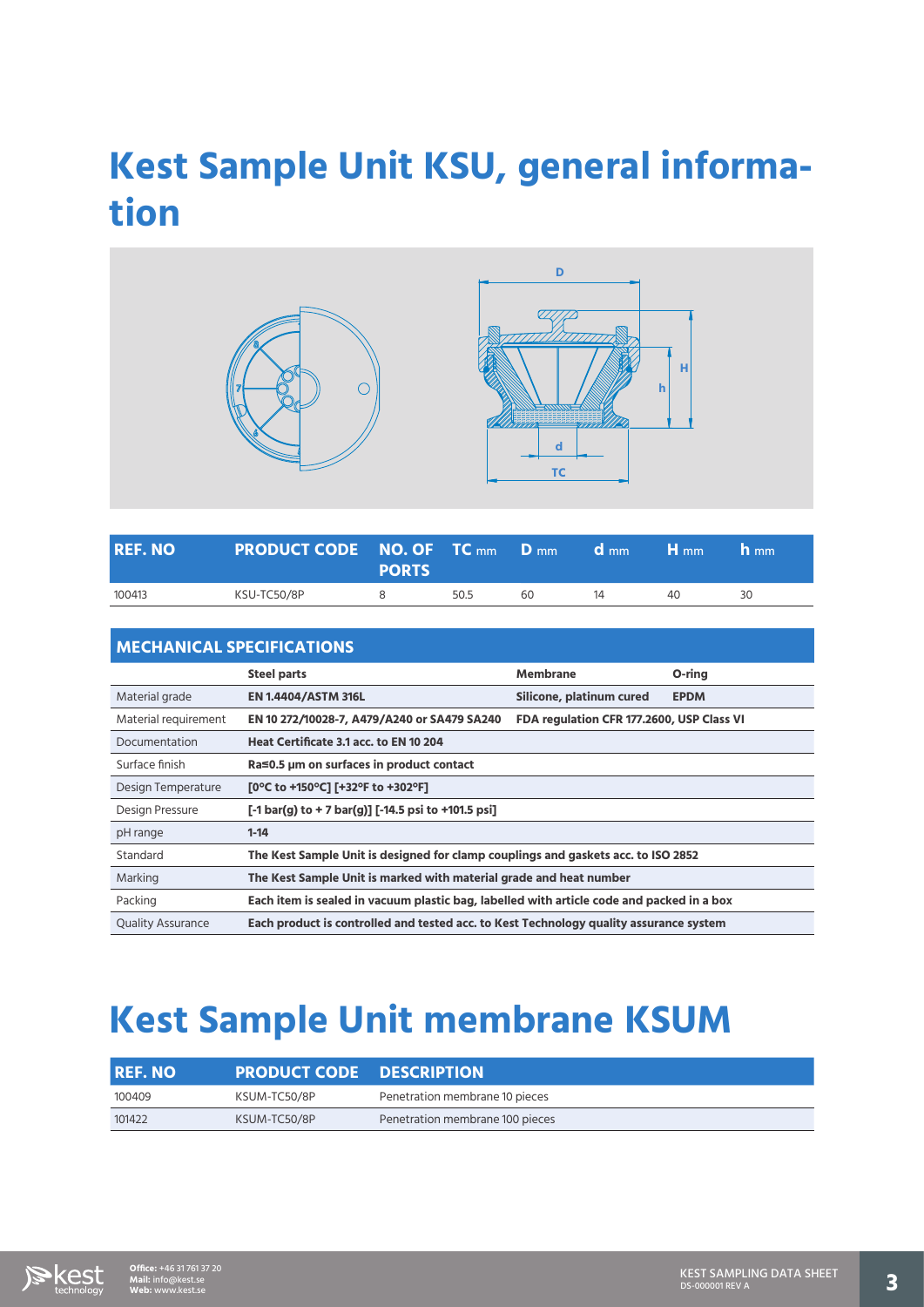# Kest Sample Unit KSU, general information

D

H

h

d

TC

| REF. NO | PRODUCT CODE | NO. OF PORTS | TC mm | D mm | d mm | H mm | h mm |
|---|---|---|---|---|---|---|---|
| 100413 | KSU-TC50/8P | 8 | 50.5 | 60 | 14 | 40 | 30 |

| MECHANICAL SPECIFICATIONS | | | |
|---|---|---|---|
| | **Steel parts** | **Membrane** | **O-ring** |
| Material grade | **EN 1.4404/ASTM 316L** | **Silicone, platinum cured** | **EPDM** |
| Material requirement | **EN 10 272/10028-7, A479/A240 or SA479 SA240** | **FDA regulation CFR 177.2600, USP Class VI** | |
| Documentation | **Heat Certificate 3.1 acc. to EN 10 204** | | |
| Surface finish | **Ra≤0.5 µm on surfaces in product contact** | | |
| Design Temperature | **[0°C to +150°C] [+32°F to +302°F]** | | |
| Design Pressure | **[-1 bar(g) to + 7 bar(g)] [-14.5 psi to +101.5 psi]** | | |
| pH range | **1-14** | | |
| Standard | **The Kest Sample Unit is designed for clamp couplings and gaskets acc. to ISO 2852** | | |
| Marking | **The Kest Sample Unit is marked with material grade and heat number** | | |
| Packing | **Each item is sealed in vacuum plastic bag, labelled with article code and packed in a box** | | |
| Quality Assurance | **Each product is controlled and tested acc. to Kest Technology quality assurance system** | | |

# Kest Sample Unit membrane KSUM

| REF. NO | PRODUCT CODE | DESCRIPTION |
|---|---|---|
| 100409 | KSUM-TC50/8P | Penetration membrane 10 pieces |
| 101422 | KSUM-TC50/8P | Penetration membrane 100 pieces |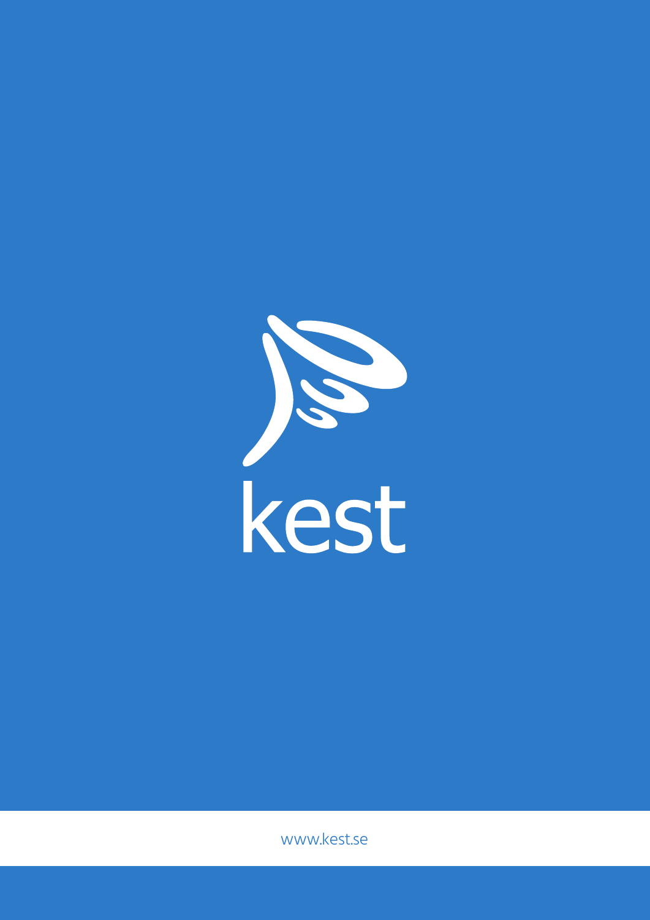kest

www.kest.se